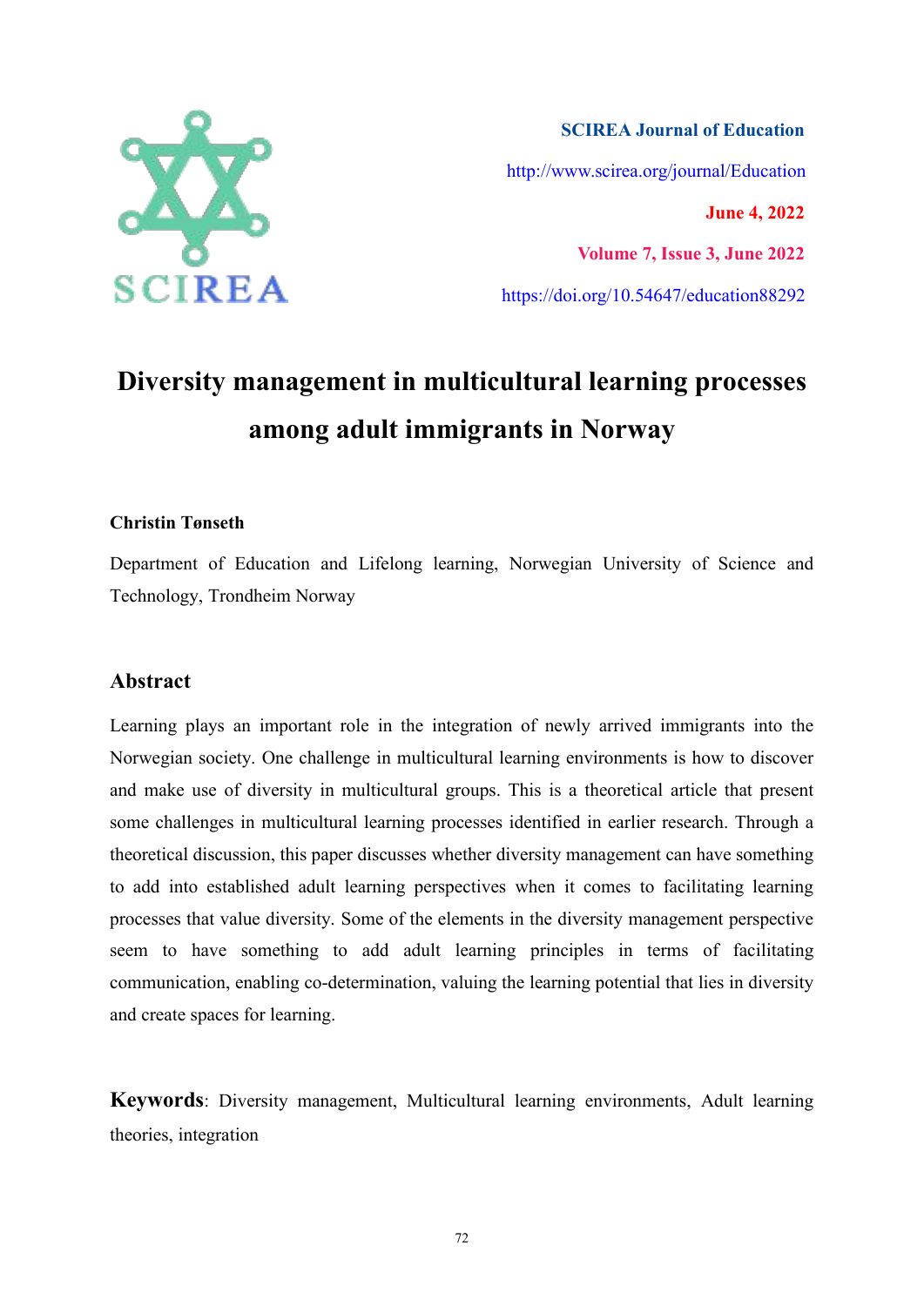SCIREA Journal of Education

http://www.scirea.org/journal/Education

June 4, 2022

Volume 7, Issue 3, June 2022

https://doi.org/10.54647/education88292

# Diversity management in multicultural learning processes among adult immigrants in Norway

**Christin Tønseth**

Department of Education and Lifelong learning, Norwegian University of Science and Technology, Trondheim Norway

## Abstract

Learning plays an important role in the integration of newly arrived immigrants into the Norwegian society. One challenge in multicultural learning environments is how to discover and make use of diversity in multicultural groups. This is a theoretical article that present some challenges in multicultural learning processes identified in earlier research. Through a theoretical discussion, this paper discusses whether diversity management can have something to add into established adult learning perspectives when it comes to facilitating learning processes that value diversity. Some of the elements in the diversity management perspective seem to have something to add adult learning principles in terms of facilitating communication, enabling co-determination, valuing the learning potential that lies in diversity and create spaces for learning.

**Keywords**: Diversity management, Multicultural learning environments, Adult learning theories, integration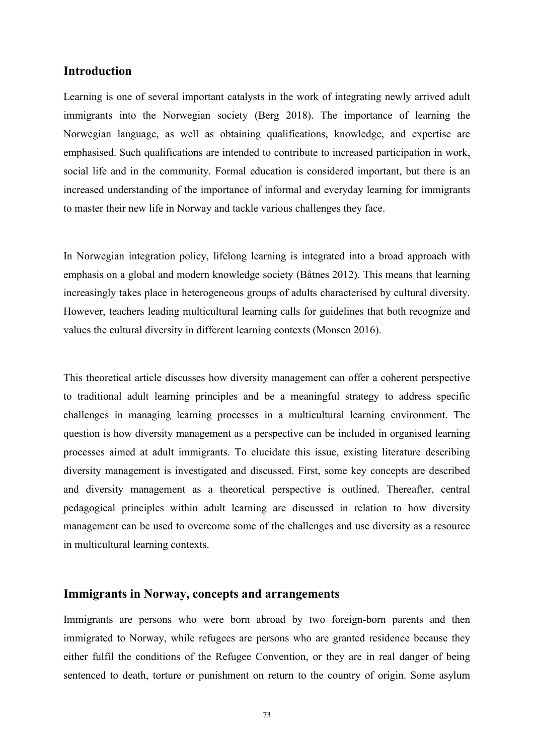## Introduction

Learning is one of several important catalysts in the work of integrating newly arrived adult immigrants into the Norwegian society (Berg 2018). The importance of learning the Norwegian language, as well as obtaining qualifications, knowledge, and expertise are emphasised. Such qualifications are intended to contribute to increased participation in work, social life and in the community. Formal education is considered important, but there is an increased understanding of the importance of informal and everyday learning for immigrants to master their new life in Norway and tackle various challenges they face.

In Norwegian integration policy, lifelong learning is integrated into a broad approach with emphasis on a global and modern knowledge society (Båtnes 2012). This means that learning increasingly takes place in heterogeneous groups of adults characterised by cultural diversity. However, teachers leading multicultural learning calls for guidelines that both recognize and values the cultural diversity in different learning contexts (Monsen 2016).

This theoretical article discusses how diversity management can offer a coherent perspective to traditional adult learning principles and be a meaningful strategy to address specific challenges in managing learning processes in a multicultural learning environment. The question is how diversity management as a perspective can be included in organised learning processes aimed at adult immigrants. To elucidate this issue, existing literature describing diversity management is investigated and discussed. First, some key concepts are described and diversity management as a theoretical perspective is outlined. Thereafter, central pedagogical principles within adult learning are discussed in relation to how diversity management can be used to overcome some of the challenges and use diversity as a resource in multicultural learning contexts.

## Immigrants in Norway, concepts and arrangements

Immigrants are persons who were born abroad by two foreign-born parents and then immigrated to Norway, while refugees are persons who are granted residence because they either fulfil the conditions of the Refugee Convention, or they are in real danger of being sentenced to death, torture or punishment on return to the country of origin. Some asylum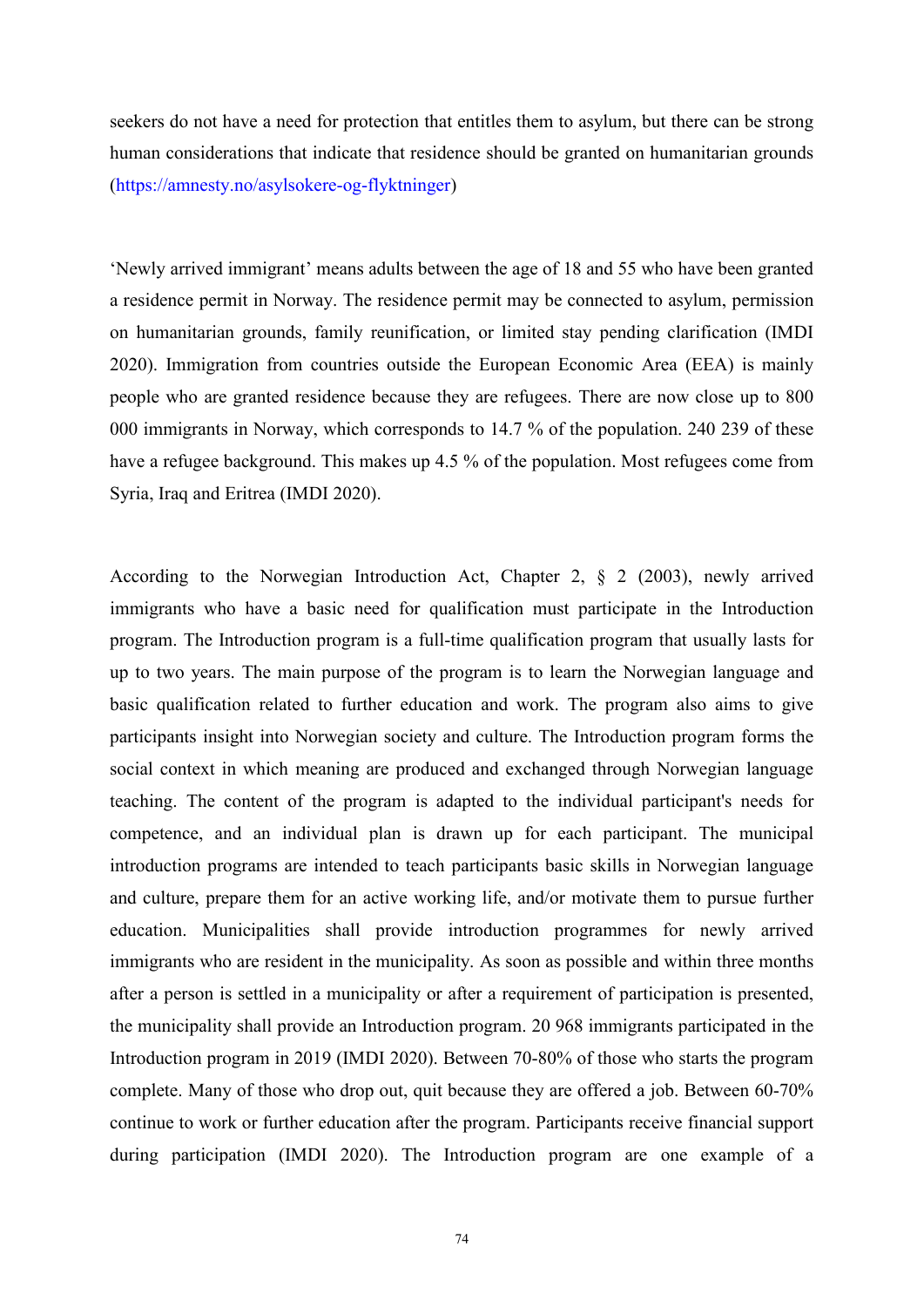seekers do not have a need for protection that entitles them to asylum, but there can be strong human considerations that indicate that residence should be granted on humanitarian grounds (https://amnesty.no/asylsokere-og-flyktninger)

'Newly arrived immigrant' means adults between the age of 18 and 55 who have been granted a residence permit in Norway. The residence permit may be connected to asylum, permission on humanitarian grounds, family reunification, or limited stay pending clarification (IMDI 2020). Immigration from countries outside the European Economic Area (EEA) is mainly people who are granted residence because they are refugees. There are now close up to 800 000 immigrants in Norway, which corresponds to 14.7 % of the population. 240 239 of these have a refugee background. This makes up 4.5 % of the population. Most refugees come from Syria, Iraq and Eritrea (IMDI 2020).

According to the Norwegian Introduction Act, Chapter 2, § 2 (2003), newly arrived immigrants who have a basic need for qualification must participate in the Introduction program. The Introduction program is a full-time qualification program that usually lasts for up to two years. The main purpose of the program is to learn the Norwegian language and basic qualification related to further education and work. The program also aims to give participants insight into Norwegian society and culture. The Introduction program forms the social context in which meaning are produced and exchanged through Norwegian language teaching. The content of the program is adapted to the individual participant's needs for competence, and an individual plan is drawn up for each participant. The municipal introduction programs are intended to teach participants basic skills in Norwegian language and culture, prepare them for an active working life, and/or motivate them to pursue further education. Municipalities shall provide introduction programmes for newly arrived immigrants who are resident in the municipality. As soon as possible and within three months after a person is settled in a municipality or after a requirement of participation is presented, the municipality shall provide an Introduction program. 20 968 immigrants participated in the Introduction program in 2019 (IMDI 2020). Between 70-80% of those who starts the program complete. Many of those who drop out, quit because they are offered a job. Between 60-70% continue to work or further education after the program. Participants receive financial support during participation (IMDI 2020). The Introduction program are one example of a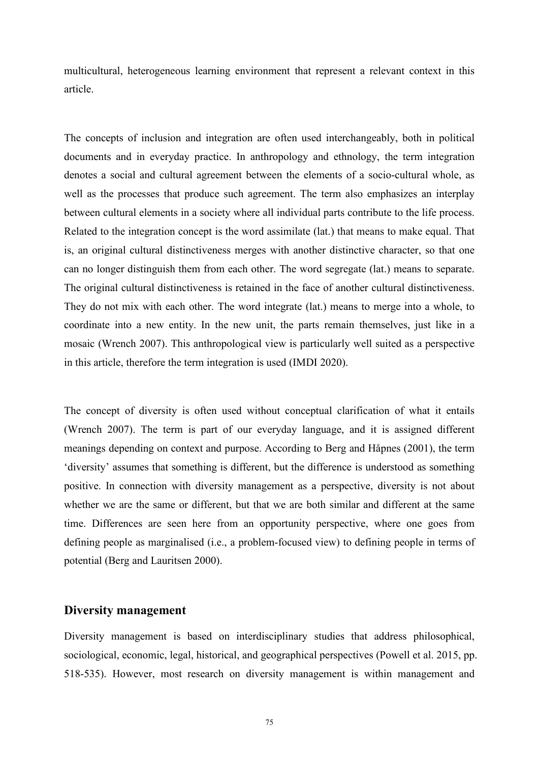multicultural, heterogeneous learning environment that represent a relevant context in this article.

The concepts of inclusion and integration are often used interchangeably, both in political documents and in everyday practice. In anthropology and ethnology, the term integration denotes a social and cultural agreement between the elements of a socio-cultural whole, as well as the processes that produce such agreement. The term also emphasizes an interplay between cultural elements in a society where all individual parts contribute to the life process. Related to the integration concept is the word assimilate (lat.) that means to make equal. That is, an original cultural distinctiveness merges with another distinctive character, so that one can no longer distinguish them from each other. The word segregate (lat.) means to separate. The original cultural distinctiveness is retained in the face of another cultural distinctiveness. They do not mix with each other. The word integrate (lat.) means to merge into a whole, to coordinate into a new entity. In the new unit, the parts remain themselves, just like in a mosaic (Wrench 2007). This anthropological view is particularly well suited as a perspective in this article, therefore the term integration is used (IMDI 2020).

The concept of diversity is often used without conceptual clarification of what it entails (Wrench 2007). The term is part of our everyday language, and it is assigned different meanings depending on context and purpose. According to Berg and Håpnes (2001), the term 'diversity' assumes that something is different, but the difference is understood as something positive. In connection with diversity management as a perspective, diversity is not about whether we are the same or different, but that we are both similar and different at the same time. Differences are seen here from an opportunity perspective, where one goes from defining people as marginalised (i.e., a problem-focused view) to defining people in terms of potential (Berg and Lauritsen 2000).

## Diversity management

Diversity management is based on interdisciplinary studies that address philosophical, sociological, economic, legal, historical, and geographical perspectives (Powell et al. 2015, pp. 518-535). However, most research on diversity management is within management and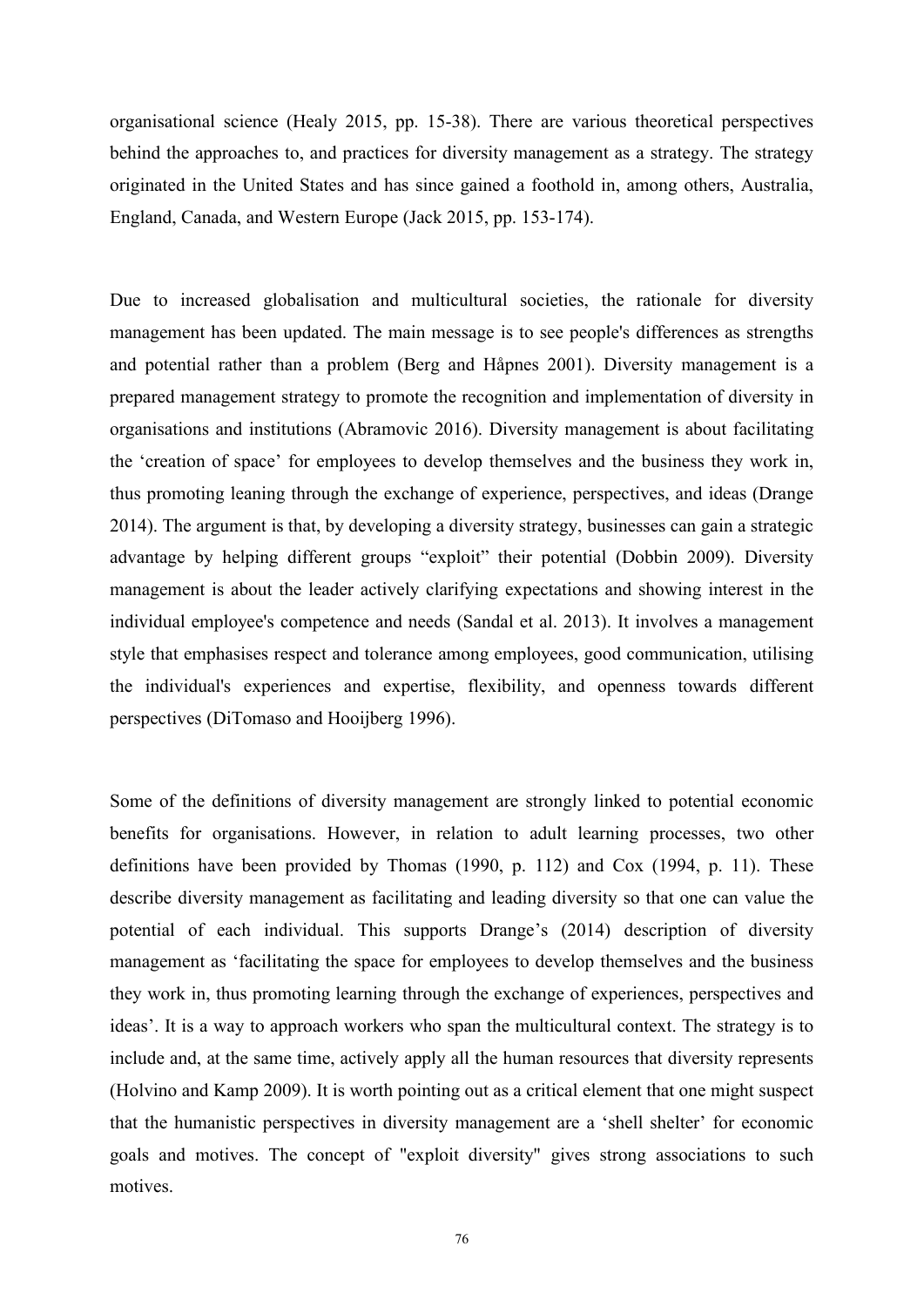organisational science (Healy 2015, pp. 15-38). There are various theoretical perspectives behind the approaches to, and practices for diversity management as a strategy. The strategy originated in the United States and has since gained a foothold in, among others, Australia, England, Canada, and Western Europe (Jack 2015, pp. 153-174).

Due to increased globalisation and multicultural societies, the rationale for diversity management has been updated. The main message is to see people's differences as strengths and potential rather than a problem (Berg and Håpnes 2001). Diversity management is a prepared management strategy to promote the recognition and implementation of diversity in organisations and institutions (Abramovic 2016). Diversity management is about facilitating the 'creation of space' for employees to develop themselves and the business they work in, thus promoting leaning through the exchange of experience, perspectives, and ideas (Drange 2014). The argument is that, by developing a diversity strategy, businesses can gain a strategic advantage by helping different groups "exploit" their potential (Dobbin 2009). Diversity management is about the leader actively clarifying expectations and showing interest in the individual employee's competence and needs (Sandal et al. 2013). It involves a management style that emphasises respect and tolerance among employees, good communication, utilising the individual's experiences and expertise, flexibility, and openness towards different perspectives (DiTomaso and Hooijberg 1996).

Some of the definitions of diversity management are strongly linked to potential economic benefits for organisations. However, in relation to adult learning processes, two other definitions have been provided by Thomas (1990, p. 112) and Cox (1994, p. 11). These describe diversity management as facilitating and leading diversity so that one can value the potential of each individual. This supports Drange's (2014) description of diversity management as 'facilitating the space for employees to develop themselves and the business they work in, thus promoting learning through the exchange of experiences, perspectives and ideas'. It is a way to approach workers who span the multicultural context. The strategy is to include and, at the same time, actively apply all the human resources that diversity represents (Holvino and Kamp 2009). It is worth pointing out as a critical element that one might suspect that the humanistic perspectives in diversity management are a 'shell shelter' for economic goals and motives. The concept of "exploit diversity" gives strong associations to such motives.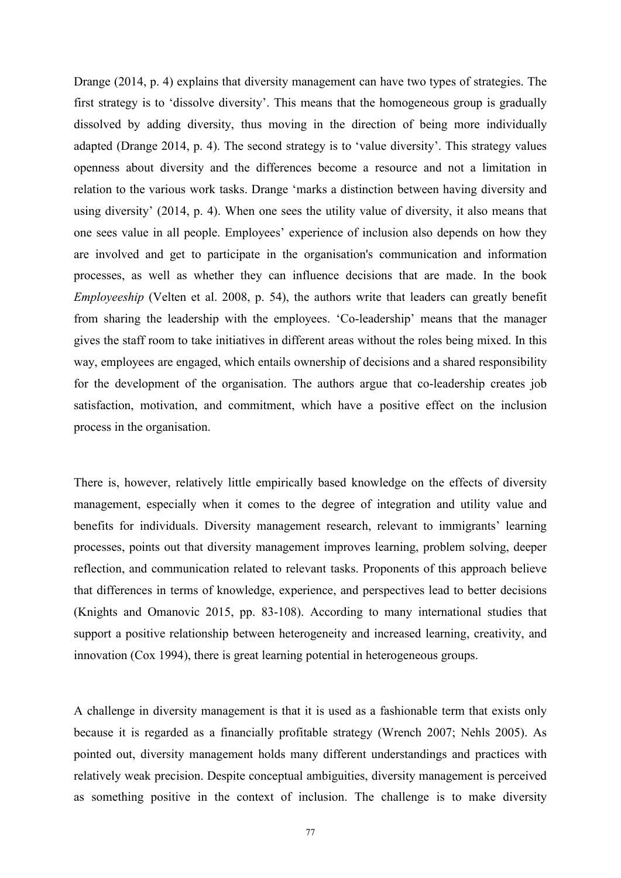Drange (2014, p. 4) explains that diversity management can have two types of strategies. The first strategy is to 'dissolve diversity'. This means that the homogeneous group is gradually dissolved by adding diversity, thus moving in the direction of being more individually adapted (Drange 2014, p. 4). The second strategy is to 'value diversity'. This strategy values openness about diversity and the differences become a resource and not a limitation in relation to the various work tasks. Drange 'marks a distinction between having diversity and using diversity' (2014, p. 4). When one sees the utility value of diversity, it also means that one sees value in all people. Employees' experience of inclusion also depends on how they are involved and get to participate in the organisation's communication and information processes, as well as whether they can influence decisions that are made. In the book *Employeeship* (Velten et al. 2008, p. 54), the authors write that leaders can greatly benefit from sharing the leadership with the employees. 'Co-leadership' means that the manager gives the staff room to take initiatives in different areas without the roles being mixed. In this way, employees are engaged, which entails ownership of decisions and a shared responsibility for the development of the organisation. The authors argue that co-leadership creates job satisfaction, motivation, and commitment, which have a positive effect on the inclusion process in the organisation.

There is, however, relatively little empirically based knowledge on the effects of diversity management, especially when it comes to the degree of integration and utility value and benefits for individuals. Diversity management research, relevant to immigrants' learning processes, points out that diversity management improves learning, problem solving, deeper reflection, and communication related to relevant tasks. Proponents of this approach believe that differences in terms of knowledge, experience, and perspectives lead to better decisions (Knights and Omanovic 2015, pp. 83-108). According to many international studies that support a positive relationship between heterogeneity and increased learning, creativity, and innovation (Cox 1994), there is great learning potential in heterogeneous groups.

A challenge in diversity management is that it is used as a fashionable term that exists only because it is regarded as a financially profitable strategy (Wrench 2007; Nehls 2005). As pointed out, diversity management holds many different understandings and practices with relatively weak precision. Despite conceptual ambiguities, diversity management is perceived as something positive in the context of inclusion. The challenge is to make diversity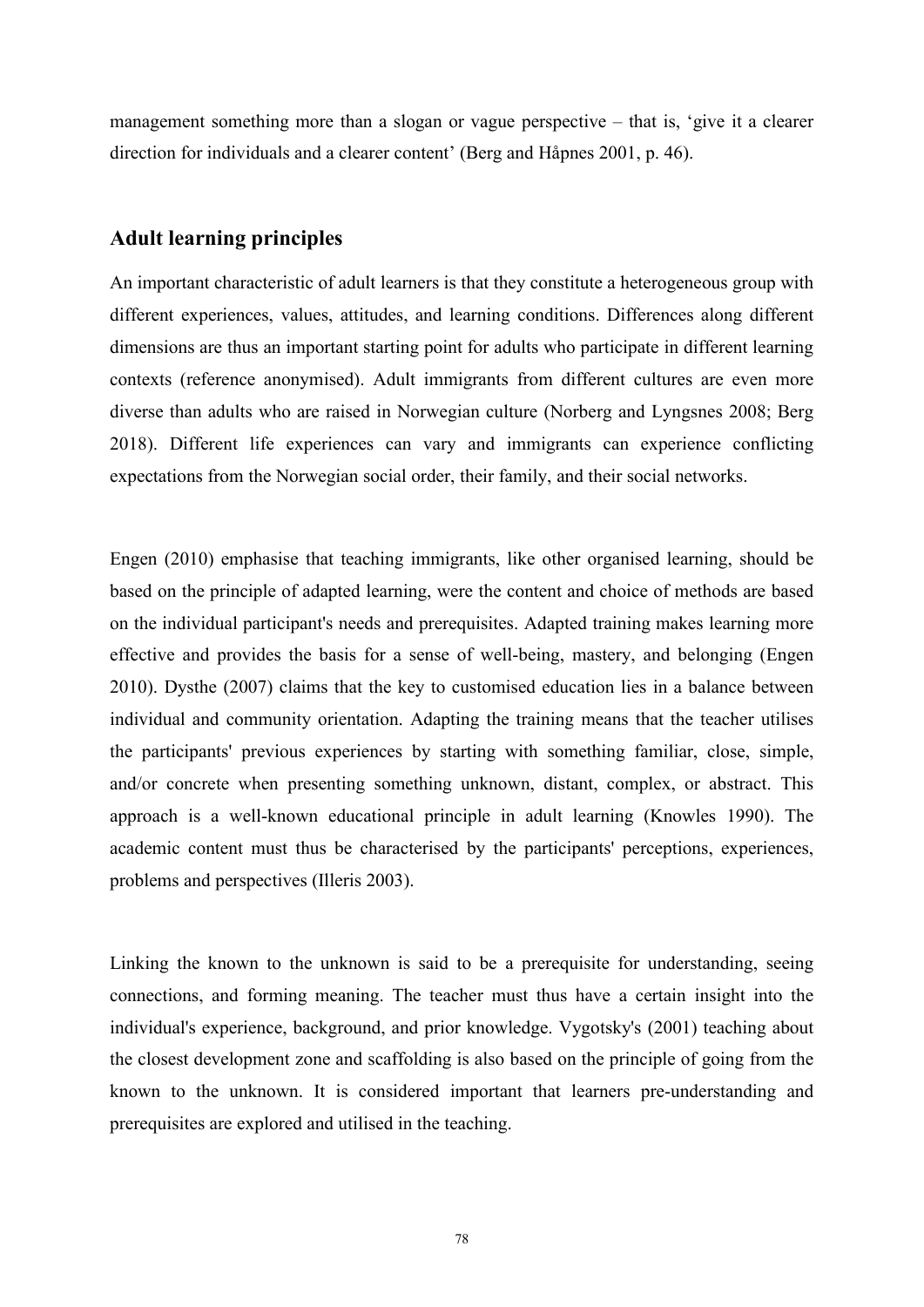management something more than a slogan or vague perspective – that is, 'give it a clearer direction for individuals and a clearer content' (Berg and Håpnes 2001, p. 46).

## Adult learning principles

An important characteristic of adult learners is that they constitute a heterogeneous group with different experiences, values, attitudes, and learning conditions. Differences along different dimensions are thus an important starting point for adults who participate in different learning contexts (reference anonymised). Adult immigrants from different cultures are even more diverse than adults who are raised in Norwegian culture (Norberg and Lyngsnes 2008; Berg 2018). Different life experiences can vary and immigrants can experience conflicting expectations from the Norwegian social order, their family, and their social networks.

Engen (2010) emphasise that teaching immigrants, like other organised learning, should be based on the principle of adapted learning, were the content and choice of methods are based on the individual participant's needs and prerequisites. Adapted training makes learning more effective and provides the basis for a sense of well-being, mastery, and belonging (Engen 2010). Dysthe (2007) claims that the key to customised education lies in a balance between individual and community orientation. Adapting the training means that the teacher utilises the participants' previous experiences by starting with something familiar, close, simple, and/or concrete when presenting something unknown, distant, complex, or abstract. This approach is a well-known educational principle in adult learning (Knowles 1990). The academic content must thus be characterised by the participants' perceptions, experiences, problems and perspectives (Illeris 2003).

Linking the known to the unknown is said to be a prerequisite for understanding, seeing connections, and forming meaning. The teacher must thus have a certain insight into the individual's experience, background, and prior knowledge. Vygotsky's (2001) teaching about the closest development zone and scaffolding is also based on the principle of going from the known to the unknown. It is considered important that learners pre-understanding and prerequisites are explored and utilised in the teaching.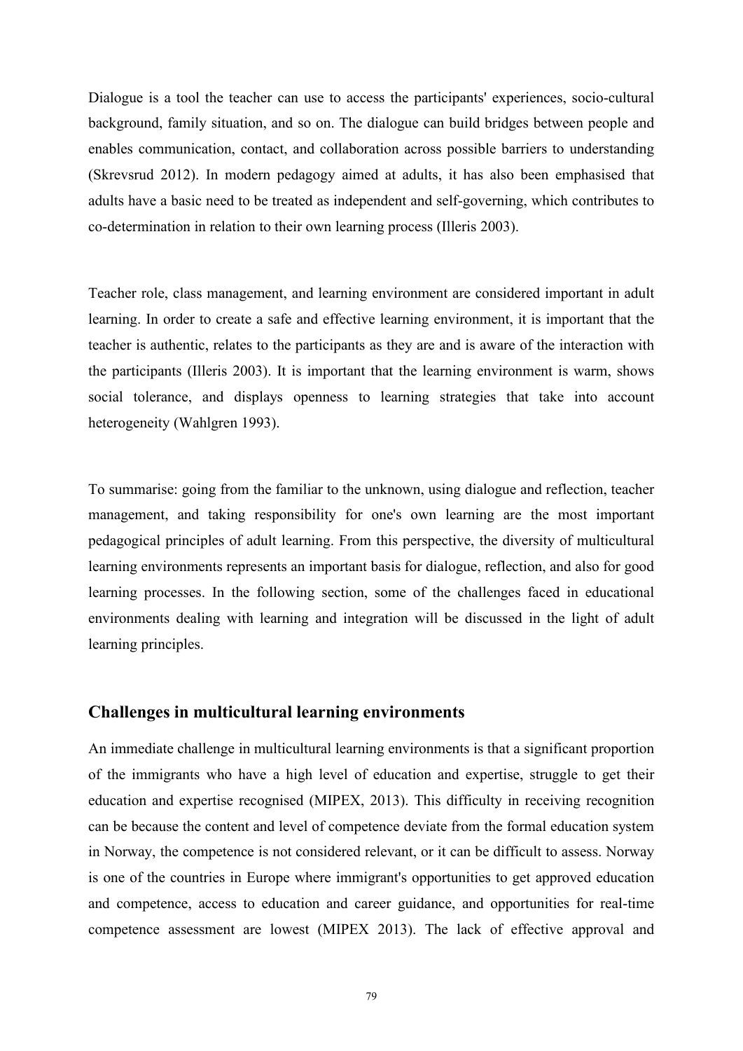Dialogue is a tool the teacher can use to access the participants' experiences, socio-cultural background, family situation, and so on. The dialogue can build bridges between people and enables communication, contact, and collaboration across possible barriers to understanding (Skrevsrud 2012). In modern pedagogy aimed at adults, it has also been emphasised that adults have a basic need to be treated as independent and self-governing, which contributes to co-determination in relation to their own learning process (Illeris 2003).

Teacher role, class management, and learning environment are considered important in adult learning. In order to create a safe and effective learning environment, it is important that the teacher is authentic, relates to the participants as they are and is aware of the interaction with the participants (Illeris 2003). It is important that the learning environment is warm, shows social tolerance, and displays openness to learning strategies that take into account heterogeneity (Wahlgren 1993).

To summarise: going from the familiar to the unknown, using dialogue and reflection, teacher management, and taking responsibility for one's own learning are the most important pedagogical principles of adult learning. From this perspective, the diversity of multicultural learning environments represents an important basis for dialogue, reflection, and also for good learning processes. In the following section, some of the challenges faced in educational environments dealing with learning and integration will be discussed in the light of adult learning principles.

## Challenges in multicultural learning environments

An immediate challenge in multicultural learning environments is that a significant proportion of the immigrants who have a high level of education and expertise, struggle to get their education and expertise recognised (MIPEX, 2013). This difficulty in receiving recognition can be because the content and level of competence deviate from the formal education system in Norway, the competence is not considered relevant, or it can be difficult to assess. Norway is one of the countries in Europe where immigrant's opportunities to get approved education and competence, access to education and career guidance, and opportunities for real-time competence assessment are lowest (MIPEX 2013). The lack of effective approval and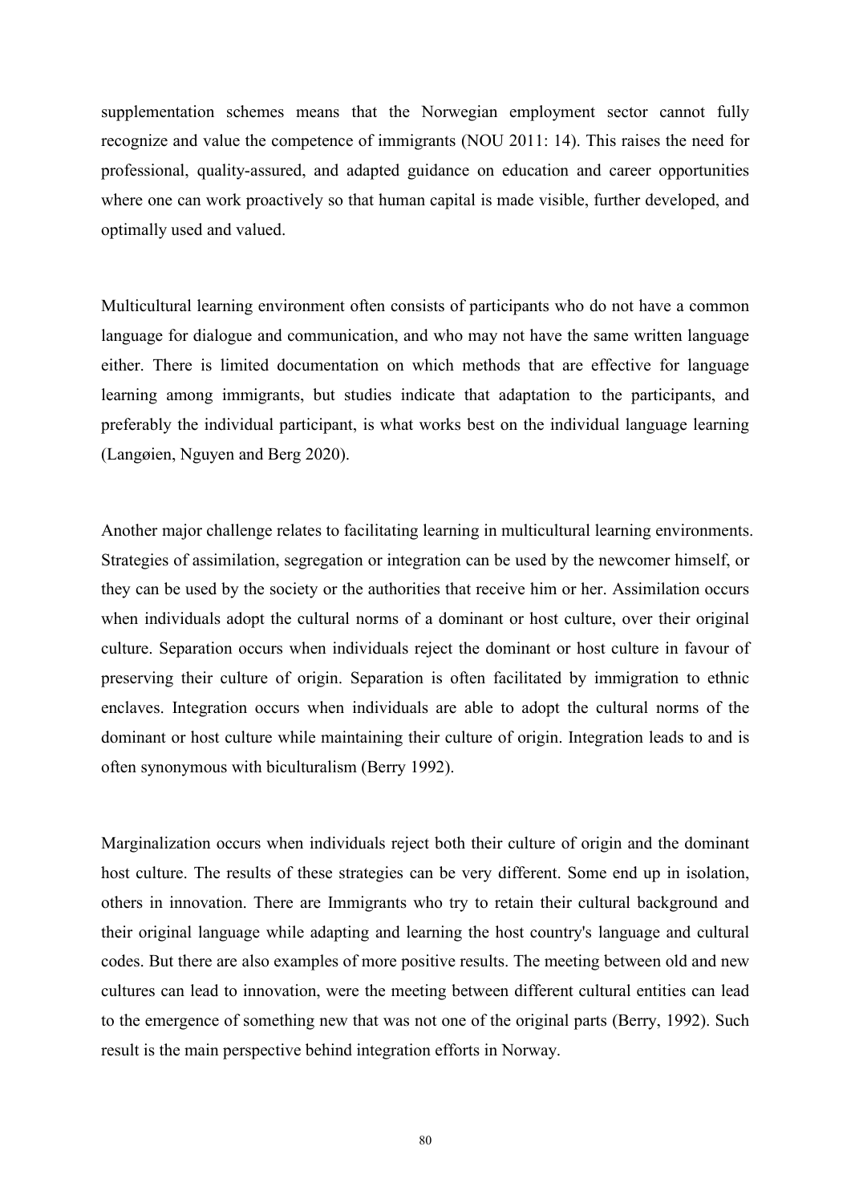supplementation schemes means that the Norwegian employment sector cannot fully recognize and value the competence of immigrants (NOU 2011: 14). This raises the need for professional, quality-assured, and adapted guidance on education and career opportunities where one can work proactively so that human capital is made visible, further developed, and optimally used and valued.

Multicultural learning environment often consists of participants who do not have a common language for dialogue and communication, and who may not have the same written language either. There is limited documentation on which methods that are effective for language learning among immigrants, but studies indicate that adaptation to the participants, and preferably the individual participant, is what works best on the individual language learning (Langøien, Nguyen and Berg 2020).

Another major challenge relates to facilitating learning in multicultural learning environments. Strategies of assimilation, segregation or integration can be used by the newcomer himself, or they can be used by the society or the authorities that receive him or her. Assimilation occurs when individuals adopt the cultural norms of a dominant or host culture, over their original culture. Separation occurs when individuals reject the dominant or host culture in favour of preserving their culture of origin. Separation is often facilitated by immigration to ethnic enclaves. Integration occurs when individuals are able to adopt the cultural norms of the dominant or host culture while maintaining their culture of origin. Integration leads to and is often synonymous with biculturalism (Berry 1992).

Marginalization occurs when individuals reject both their culture of origin and the dominant host culture. The results of these strategies can be very different. Some end up in isolation, others in innovation. There are Immigrants who try to retain their cultural background and their original language while adapting and learning the host country's language and cultural codes. But there are also examples of more positive results. The meeting between old and new cultures can lead to innovation, were the meeting between different cultural entities can lead to the emergence of something new that was not one of the original parts (Berry, 1992). Such result is the main perspective behind integration efforts in Norway.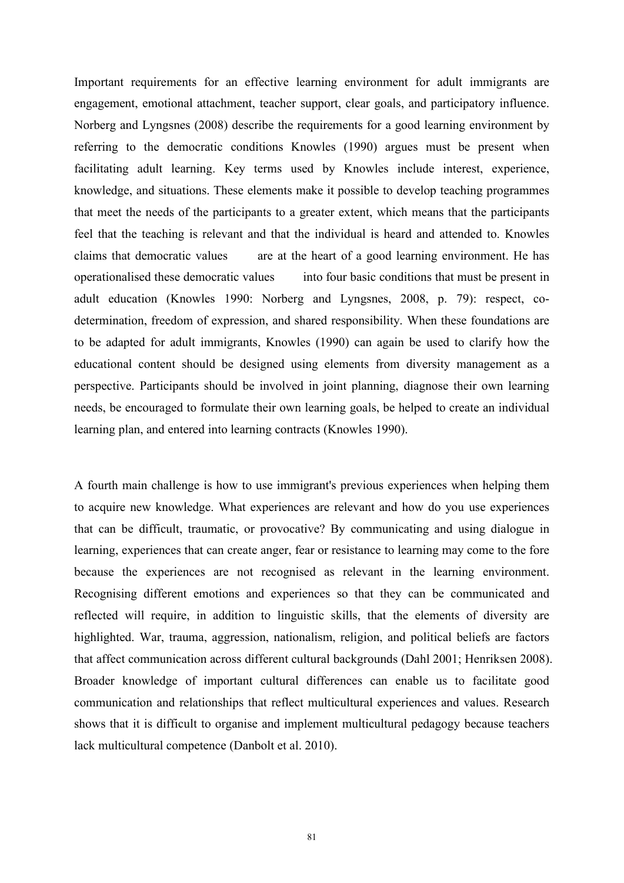Important requirements for an effective learning environment for adult immigrants are engagement, emotional attachment, teacher support, clear goals, and participatory influence. Norberg and Lyngsnes (2008) describe the requirements for a good learning environment by referring to the democratic conditions Knowles (1990) argues must be present when facilitating adult learning. Key terms used by Knowles include interest, experience, knowledge, and situations. These elements make it possible to develop teaching programmes that meet the needs of the participants to a greater extent, which means that the participants feel that the teaching is relevant and that the individual is heard and attended to. Knowles claims that democratic values are at the heart of a good learning environment. He has operationalised these democratic values into four basic conditions that must be present in adult education (Knowles 1990: Norberg and Lyngsnes, 2008, p. 79): respect, co-determination, freedom of expression, and shared responsibility. When these foundations are to be adapted for adult immigrants, Knowles (1990) can again be used to clarify how the educational content should be designed using elements from diversity management as a perspective. Participants should be involved in joint planning, diagnose their own learning needs, be encouraged to formulate their own learning goals, be helped to create an individual learning plan, and entered into learning contracts (Knowles 1990).

A fourth main challenge is how to use immigrant's previous experiences when helping them to acquire new knowledge. What experiences are relevant and how do you use experiences that can be difficult, traumatic, or provocative? By communicating and using dialogue in learning, experiences that can create anger, fear or resistance to learning may come to the fore because the experiences are not recognised as relevant in the learning environment. Recognising different emotions and experiences so that they can be communicated and reflected will require, in addition to linguistic skills, that the elements of diversity are highlighted. War, trauma, aggression, nationalism, religion, and political beliefs are factors that affect communication across different cultural backgrounds (Dahl 2001; Henriksen 2008). Broader knowledge of important cultural differences can enable us to facilitate good communication and relationships that reflect multicultural experiences and values. Research shows that it is difficult to organise and implement multicultural pedagogy because teachers lack multicultural competence (Danbolt et al. 2010).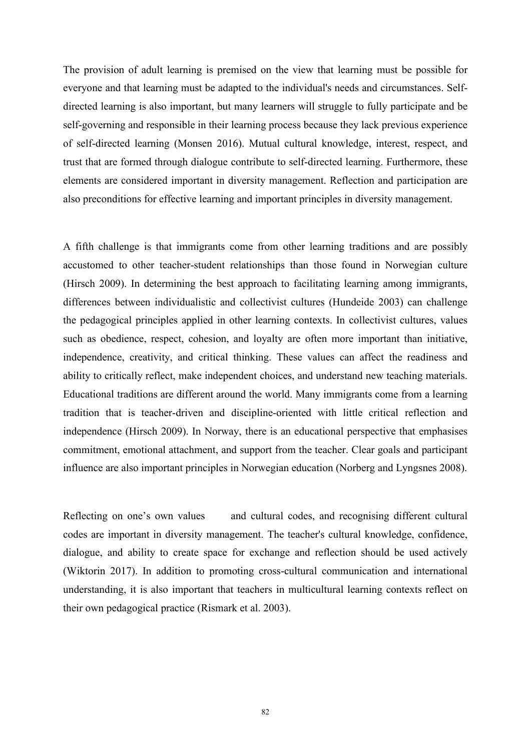The provision of adult learning is premised on the view that learning must be possible for everyone and that learning must be adapted to the individual's needs and circumstances. Self-directed learning is also important, but many learners will struggle to fully participate and be self-governing and responsible in their learning process because they lack previous experience of self-directed learning (Monsen 2016). Mutual cultural knowledge, interest, respect, and trust that are formed through dialogue contribute to self-directed learning. Furthermore, these elements are considered important in diversity management. Reflection and participation are also preconditions for effective learning and important principles in diversity management.

A fifth challenge is that immigrants come from other learning traditions and are possibly accustomed to other teacher-student relationships than those found in Norwegian culture (Hirsch 2009). In determining the best approach to facilitating learning among immigrants, differences between individualistic and collectivist cultures (Hundeide 2003) can challenge the pedagogical principles applied in other learning contexts. In collectivist cultures, values such as obedience, respect, cohesion, and loyalty are often more important than initiative, independence, creativity, and critical thinking. These values can affect the readiness and ability to critically reflect, make independent choices, and understand new teaching materials. Educational traditions are different around the world. Many immigrants come from a learning tradition that is teacher-driven and discipline-oriented with little critical reflection and independence (Hirsch 2009). In Norway, there is an educational perspective that emphasises commitment, emotional attachment, and support from the teacher. Clear goals and participant influence are also important principles in Norwegian education (Norberg and Lyngsnes 2008).

Reflecting on one's own values and cultural codes, and recognising different cultural codes are important in diversity management. The teacher's cultural knowledge, confidence, dialogue, and ability to create space for exchange and reflection should be used actively (Wiktorin 2017). In addition to promoting cross-cultural communication and international understanding, it is also important that teachers in multicultural learning contexts reflect on their own pedagogical practice (Rismark et al. 2003).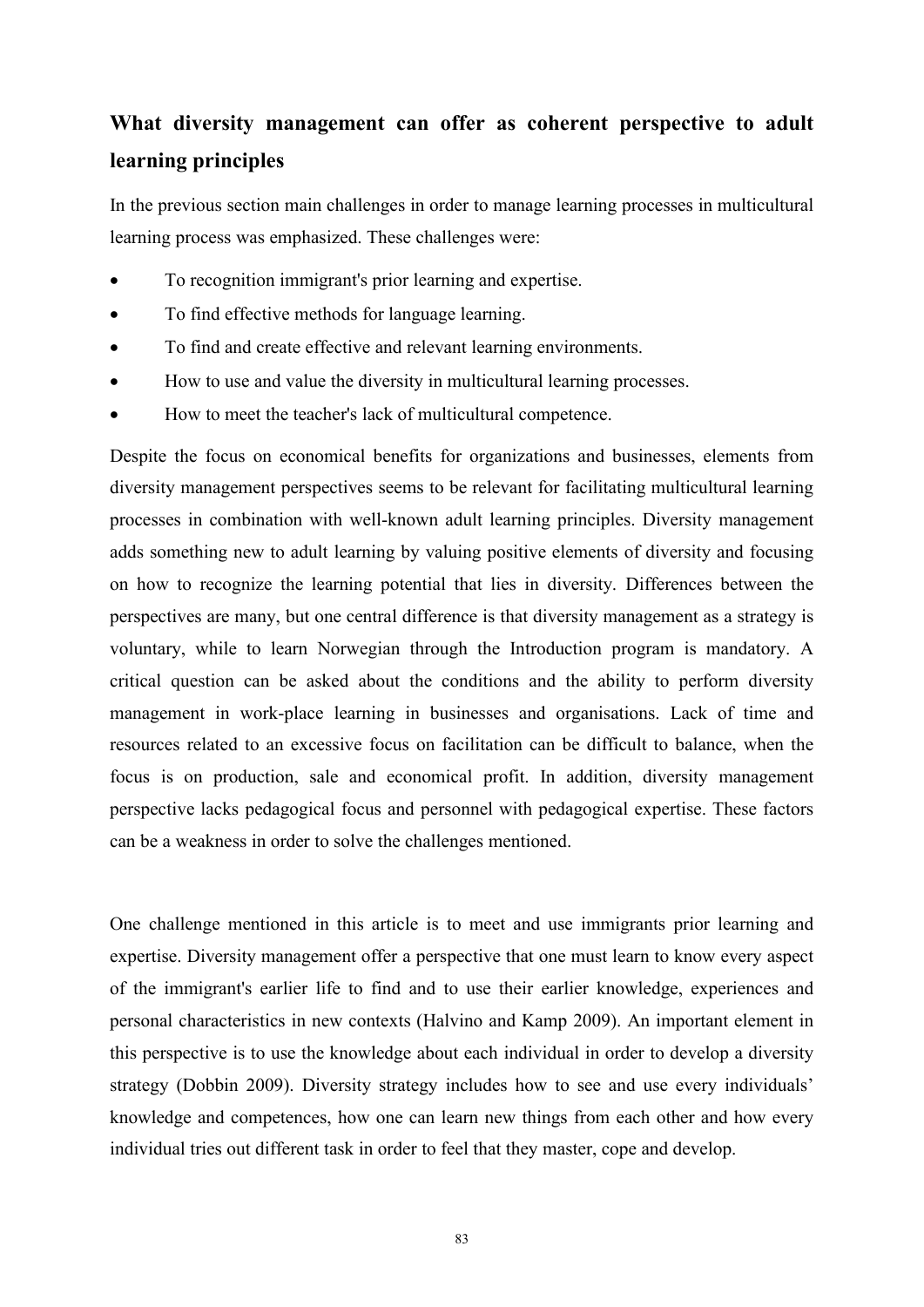## What diversity management can offer as coherent perspective to adult learning principles

In the previous section main challenges in order to manage learning processes in multicultural learning process was emphasized. These challenges were:

- To recognition immigrant's prior learning and expertise.
- To find effective methods for language learning.
- To find and create effective and relevant learning environments.
- How to use and value the diversity in multicultural learning processes.
- How to meet the teacher's lack of multicultural competence.

Despite the focus on economical benefits for organizations and businesses, elements from diversity management perspectives seems to be relevant for facilitating multicultural learning processes in combination with well-known adult learning principles. Diversity management adds something new to adult learning by valuing positive elements of diversity and focusing on how to recognize the learning potential that lies in diversity. Differences between the perspectives are many, but one central difference is that diversity management as a strategy is voluntary, while to learn Norwegian through the Introduction program is mandatory. A critical question can be asked about the conditions and the ability to perform diversity management in work-place learning in businesses and organisations. Lack of time and resources related to an excessive focus on facilitation can be difficult to balance, when the focus is on production, sale and economical profit. In addition, diversity management perspective lacks pedagogical focus and personnel with pedagogical expertise. These factors can be a weakness in order to solve the challenges mentioned.

One challenge mentioned in this article is to meet and use immigrants prior learning and expertise. Diversity management offer a perspective that one must learn to know every aspect of the immigrant's earlier life to find and to use their earlier knowledge, experiences and personal characteristics in new contexts (Halvino and Kamp 2009). An important element in this perspective is to use the knowledge about each individual in order to develop a diversity strategy (Dobbin 2009). Diversity strategy includes how to see and use every individuals' knowledge and competences, how one can learn new things from each other and how every individual tries out different task in order to feel that they master, cope and develop.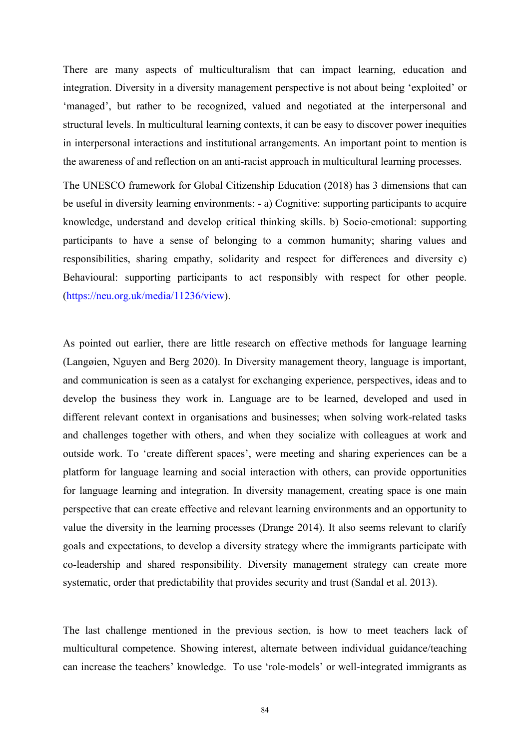There are many aspects of multiculturalism that can impact learning, education and integration. Diversity in a diversity management perspective is not about being 'exploited' or 'managed', but rather to be recognized, valued and negotiated at the interpersonal and structural levels. In multicultural learning contexts, it can be easy to discover power inequities in interpersonal interactions and institutional arrangements. An important point to mention is the awareness of and reflection on an anti-racist approach in multicultural learning processes.

The UNESCO framework for Global Citizenship Education (2018) has 3 dimensions that can be useful in diversity learning environments: - a) Cognitive: supporting participants to acquire knowledge, understand and develop critical thinking skills. b) Socio-emotional: supporting participants to have a sense of belonging to a common humanity; sharing values and responsibilities, sharing empathy, solidarity and respect for differences and diversity c) Behavioural: supporting participants to act responsibly with respect for other people. (https://neu.org.uk/media/11236/view).

As pointed out earlier, there are little research on effective methods for language learning (Langøien, Nguyen and Berg 2020). In Diversity management theory, language is important, and communication is seen as a catalyst for exchanging experience, perspectives, ideas and to develop the business they work in. Language are to be learned, developed and used in different relevant context in organisations and businesses; when solving work-related tasks and challenges together with others, and when they socialize with colleagues at work and outside work. To 'create different spaces', were meeting and sharing experiences can be a platform for language learning and social interaction with others, can provide opportunities for language learning and integration. In diversity management, creating space is one main perspective that can create effective and relevant learning environments and an opportunity to value the diversity in the learning processes (Drange 2014). It also seems relevant to clarify goals and expectations, to develop a diversity strategy where the immigrants participate with co-leadership and shared responsibility. Diversity management strategy can create more systematic, order that predictability that provides security and trust (Sandal et al. 2013).

The last challenge mentioned in the previous section, is how to meet teachers lack of multicultural competence. Showing interest, alternate between individual guidance/teaching can increase the teachers' knowledge. To use 'role-models' or well-integrated immigrants as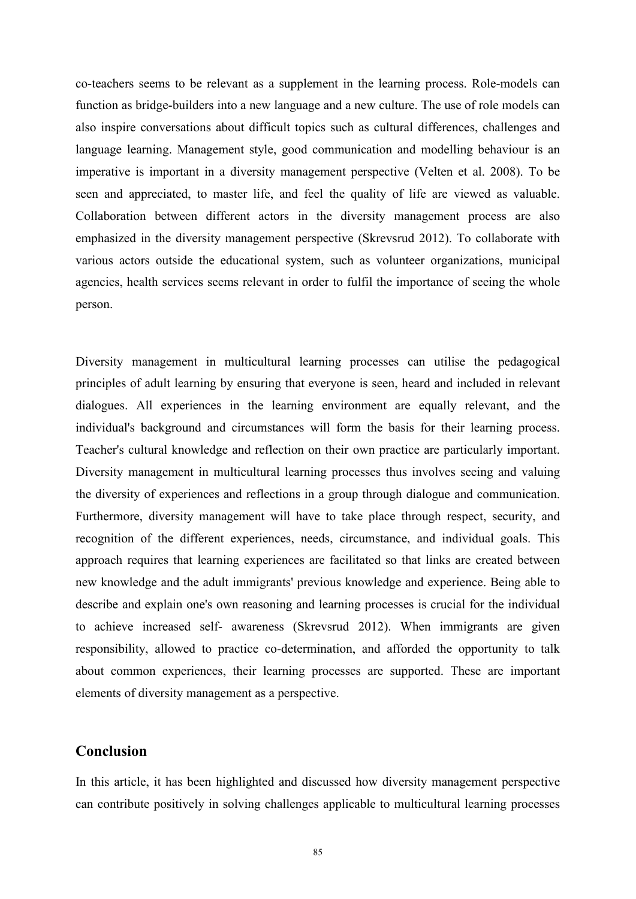co-teachers seems to be relevant as a supplement in the learning process. Role-models can function as bridge-builders into a new language and a new culture. The use of role models can also inspire conversations about difficult topics such as cultural differences, challenges and language learning. Management style, good communication and modelling behaviour is an imperative is important in a diversity management perspective (Velten et al. 2008). To be seen and appreciated, to master life, and feel the quality of life are viewed as valuable. Collaboration between different actors in the diversity management process are also emphasized in the diversity management perspective (Skrevsrud 2012). To collaborate with various actors outside the educational system, such as volunteer organizations, municipal agencies, health services seems relevant in order to fulfil the importance of seeing the whole person.

Diversity management in multicultural learning processes can utilise the pedagogical principles of adult learning by ensuring that everyone is seen, heard and included in relevant dialogues. All experiences in the learning environment are equally relevant, and the individual's background and circumstances will form the basis for their learning process. Teacher's cultural knowledge and reflection on their own practice are particularly important. Diversity management in multicultural learning processes thus involves seeing and valuing the diversity of experiences and reflections in a group through dialogue and communication. Furthermore, diversity management will have to take place through respect, security, and recognition of the different experiences, needs, circumstance, and individual goals. This approach requires that learning experiences are facilitated so that links are created between new knowledge and the adult immigrants' previous knowledge and experience. Being able to describe and explain one's own reasoning and learning processes is crucial for the individual to achieve increased self- awareness (Skrevsrud 2012). When immigrants are given responsibility, allowed to practice co-determination, and afforded the opportunity to talk about common experiences, their learning processes are supported. These are important elements of diversity management as a perspective.

## Conclusion

In this article, it has been highlighted and discussed how diversity management perspective can contribute positively in solving challenges applicable to multicultural learning processes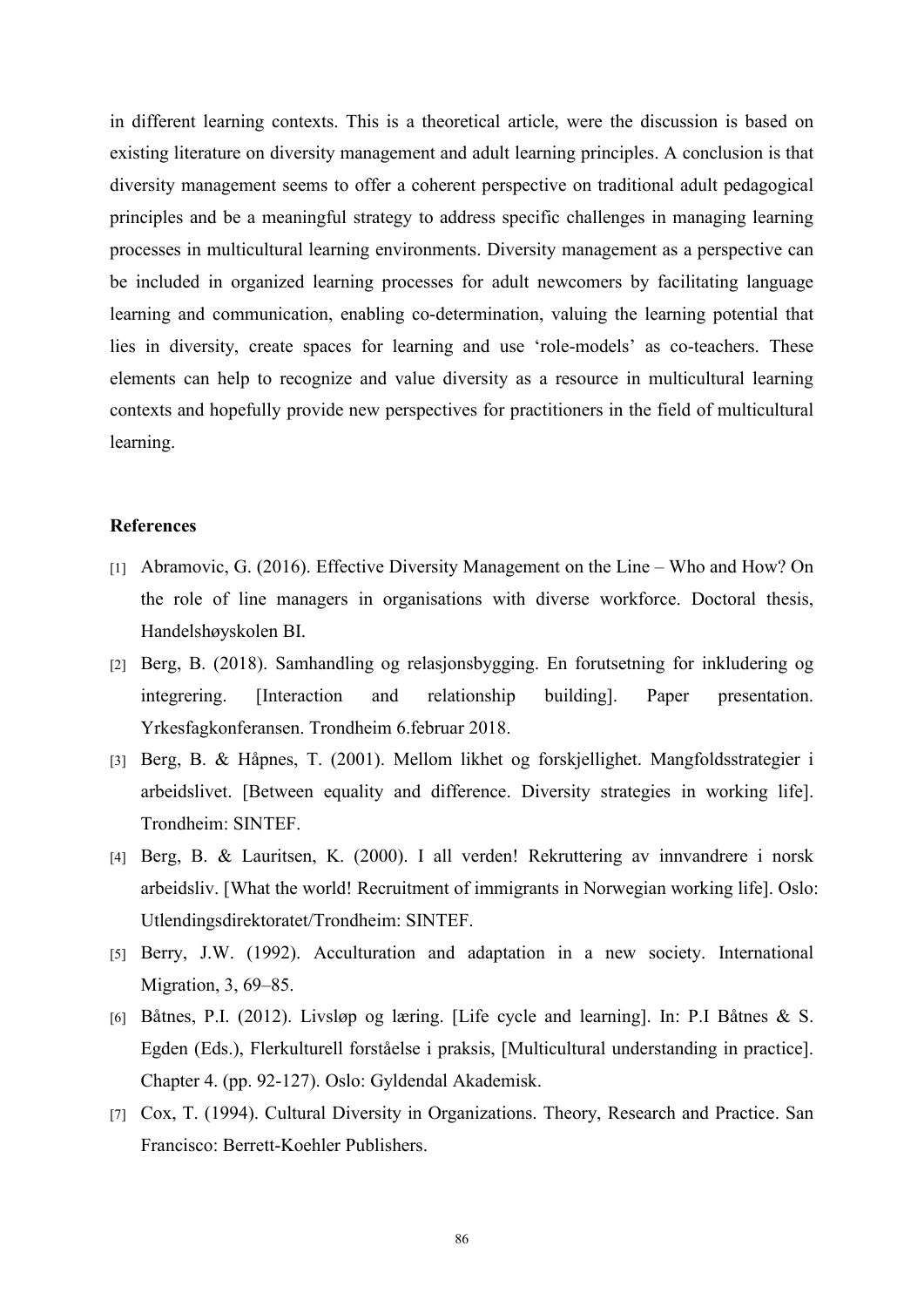in different learning contexts. This is a theoretical article, were the discussion is based on existing literature on diversity management and adult learning principles. A conclusion is that diversity management seems to offer a coherent perspective on traditional adult pedagogical principles and be a meaningful strategy to address specific challenges in managing learning processes in multicultural learning environments. Diversity management as a perspective can be included in organized learning processes for adult newcomers by facilitating language learning and communication, enabling co-determination, valuing the learning potential that lies in diversity, create spaces for learning and use 'role-models' as co-teachers. These elements can help to recognize and value diversity as a resource in multicultural learning contexts and hopefully provide new perspectives for practitioners in the field of multicultural learning.

## References

[1] Abramovic, G. (2016). Effective Diversity Management on the Line – Who and How? On the role of line managers in organisations with diverse workforce. Doctoral thesis, Handelshøyskolen BI.

[2] Berg, B. (2018). Samhandling og relasjonsbygging. En forutsetning for inkludering og integrering. [Interaction and relationship building]. Paper presentation. Yrkesfagkonferansen. Trondheim 6.februar 2018.

[3] Berg, B. & Håpnes, T. (2001). Mellom likhet og forskjellighet. Mangfoldsstrategier i arbeidslivet. [Between equality and difference. Diversity strategies in working life]. Trondheim: SINTEF.

[4] Berg, B. & Lauritsen, K. (2000). I all verden! Rekruttering av innvandrere i norsk arbeidsliv. [What the world! Recruitment of immigrants in Norwegian working life]. Oslo: Utlendingsdirektoratet/Trondheim: SINTEF.

[5] Berry, J.W. (1992). Acculturation and adaptation in a new society. International Migration, 3, 69–85.

[6] Båtnes, P.I. (2012). Livsløp og læring. [Life cycle and learning]. In: P.I Båtnes & S. Egden (Eds.), Flerkulturell forståelse i praksis, [Multicultural understanding in practice]. Chapter 4. (pp. 92-127). Oslo: Gyldendal Akademisk.

[7] Cox, T. (1994). Cultural Diversity in Organizations. Theory, Research and Practice. San Francisco: Berrett-Koehler Publishers.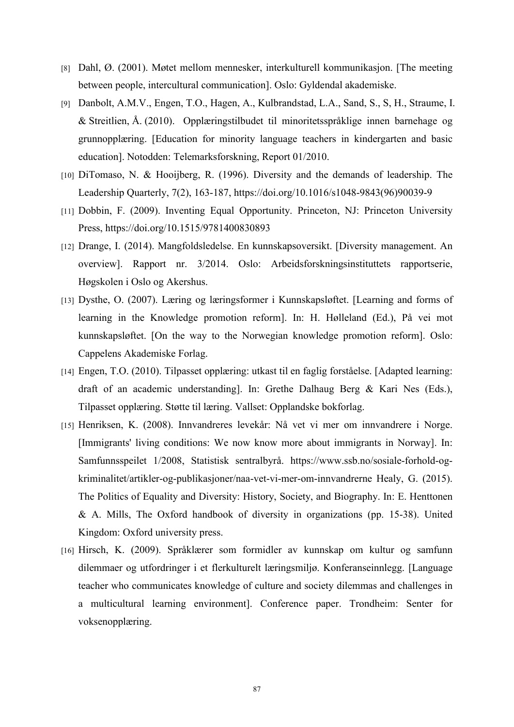[8] Dahl, Ø. (2001). Møtet mellom mennesker, interkulturell kommunikasjon. [The meeting between people, intercultural communication]. Oslo: Gyldendal akademiske.

[9] Danbolt, A.M.V., Engen, T.O., Hagen, A., Kulbrandstad, L.A., Sand, S., S, H., Straume, I. & Streitlien, Å. (2010). Opplæringstilbudet til minoritetsspråklige innen barnehage og grunnopplæring. [Education for minority language teachers in kindergarten and basic education]. Notodden: Telemarksforskning, Report 01/2010.

[10] DiTomaso, N. & Hooijberg, R. (1996). Diversity and the demands of leadership. The Leadership Quarterly, 7(2), 163-187, https://doi.org/10.1016/s1048-9843(96)90039-9

[11] Dobbin, F. (2009). Inventing Equal Opportunity. Princeton, NJ: Princeton University Press, https://doi.org/10.1515/9781400830893

[12] Drange, I. (2014). Mangfoldsledelse. En kunnskapsoversikt. [Diversity management. An overview]. Rapport nr. 3/2014. Oslo: Arbeidsforskningsinstituttets rapportserie, Høgskolen i Oslo og Akershus.

[13] Dysthe, O. (2007). Læring og læringsformer i Kunnskapsløftet. [Learning and forms of learning in the Knowledge promotion reform]. In: H. Hølleland (Ed.), På vei mot kunnskapsløftet. [On the way to the Norwegian knowledge promotion reform]. Oslo: Cappelens Akademiske Forlag.

[14] Engen, T.O. (2010). Tilpasset opplæring: utkast til en faglig forståelse. [Adapted learning: draft of an academic understanding]. In: Grethe Dalhaug Berg & Kari Nes (Eds.), Tilpasset opplæring. Støtte til læring. Vallset: Opplandske bokforlag.

[15] Henriksen, K. (2008). Innvandreres levekår: Nå vet vi mer om innvandrere i Norge. [Immigrants' living conditions: We now know more about immigrants in Norway]. In: Samfunnsspeilet 1/2008, Statistisk sentralbyrå. https://www.ssb.no/sosiale-forhold-og-kriminalitet/artikler-og-publikasjoner/naa-vet-vi-mer-om-innvandrerne Healy, G. (2015). The Politics of Equality and Diversity: History, Society, and Biography. In: E. Henttonen & A. Mills, The Oxford handbook of diversity in organizations (pp. 15-38). United Kingdom: Oxford university press.

[16] Hirsch, K. (2009). Språklærer som formidler av kunnskap om kultur og samfunn dilemmaer og utfordringer i et flerkulturelt læringsmiljø. Konferanseinnlegg. [Language teacher who communicates knowledge of culture and society dilemmas and challenges in a multicultural learning environment]. Conference paper. Trondheim: Senter for voksenopplæring.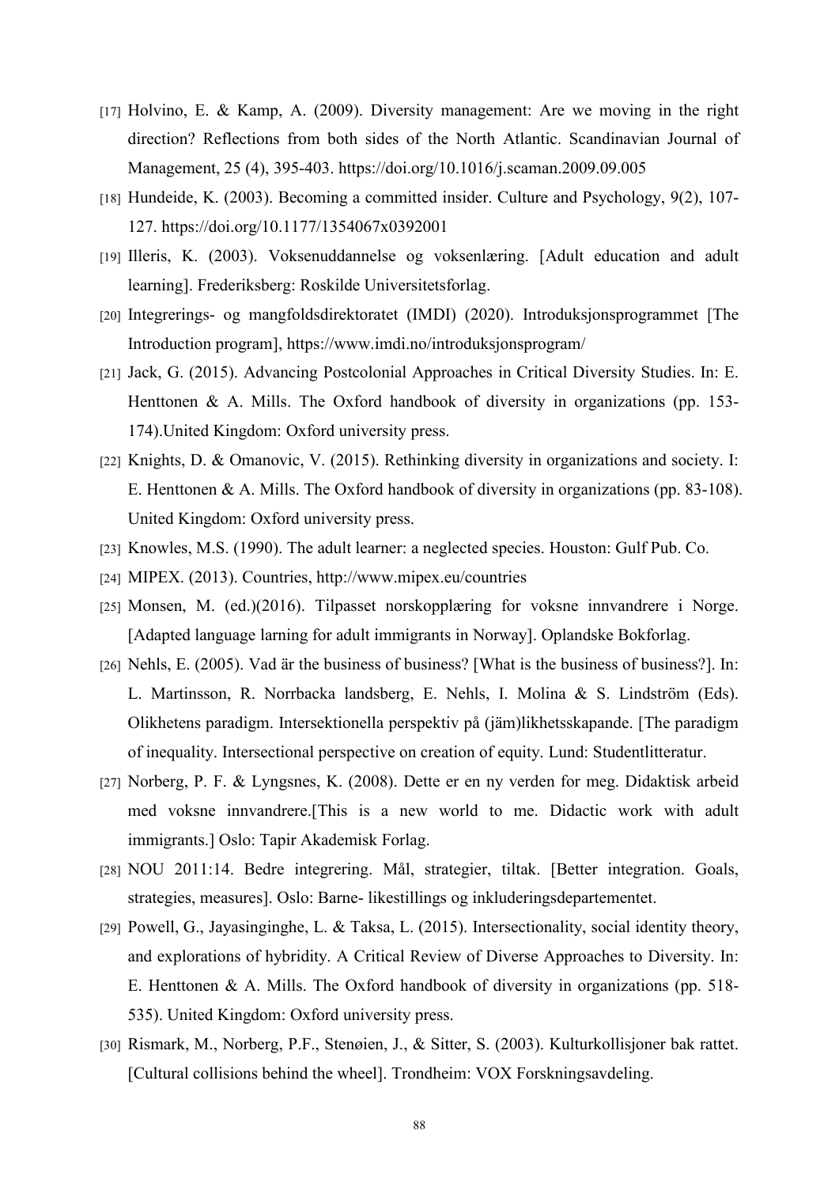[17] Holvino, E. & Kamp, A. (2009). Diversity management: Are we moving in the right direction? Reflections from both sides of the North Atlantic. Scandinavian Journal of Management, 25 (4), 395-403. https://doi.org/10.1016/j.scaman.2009.09.005

[18] Hundeide, K. (2003). Becoming a committed insider. Culture and Psychology, 9(2), 107-127. https://doi.org/10.1177/1354067x0392001

[19] Illeris, K. (2003). Voksenuddannelse og voksenlæring. [Adult education and adult learning]. Frederiksberg: Roskilde Universitetsforlag.

[20] Integrerings- og mangfoldsdirektoratet (IMDI) (2020). Introduksjonsprogrammet [The Introduction program], https://www.imdi.no/introduksjonsprogram/

[21] Jack, G. (2015). Advancing Postcolonial Approaches in Critical Diversity Studies. In: E. Henttonen & A. Mills. The Oxford handbook of diversity in organizations (pp. 153-174).United Kingdom: Oxford university press.

[22] Knights, D. & Omanovic, V. (2015). Rethinking diversity in organizations and society. I: E. Henttonen & A. Mills. The Oxford handbook of diversity in organizations (pp. 83-108). United Kingdom: Oxford university press.

[23] Knowles, M.S. (1990). The adult learner: a neglected species. Houston: Gulf Pub. Co.

[24] MIPEX. (2013). Countries, http://www.mipex.eu/countries

[25] Monsen, M. (ed.)(2016). Tilpasset norskopplæring for voksne innvandrere i Norge. [Adapted language larning for adult immigrants in Norway]. Oplandske Bokforlag.

[26] Nehls, E. (2005). Vad är the business of business? [What is the business of business?]. In: L. Martinsson, R. Norrbacka landsberg, E. Nehls, I. Molina & S. Lindström (Eds). Olikhetens paradigm. Intersektionella perspektiv på (jäm)likhetsskapande. [The paradigm of inequality. Intersectional perspective on creation of equity. Lund: Studentlitteratur.

[27] Norberg, P. F. & Lyngsnes, K. (2008). Dette er en ny verden for meg. Didaktisk arbeid med voksne innvandrere.[This is a new world to me. Didactic work with adult immigrants.] Oslo: Tapir Akademisk Forlag.

[28] NOU 2011:14. Bedre integrering. Mål, strategier, tiltak. [Better integration. Goals, strategies, measures]. Oslo: Barne- likestillings og inkluderingsdepartementet.

[29] Powell, G., Jayasinginghe, L. & Taksa, L. (2015). Intersectionality, social identity theory, and explorations of hybridity. A Critical Review of Diverse Approaches to Diversity. In: E. Henttonen & A. Mills. The Oxford handbook of diversity in organizations (pp. 518-535). United Kingdom: Oxford university press.

[30] Rismark, M., Norberg, P.F., Stenøien, J., & Sitter, S. (2003). Kulturkollisjoner bak rattet. [Cultural collisions behind the wheel]. Trondheim: VOX Forskningsavdeling.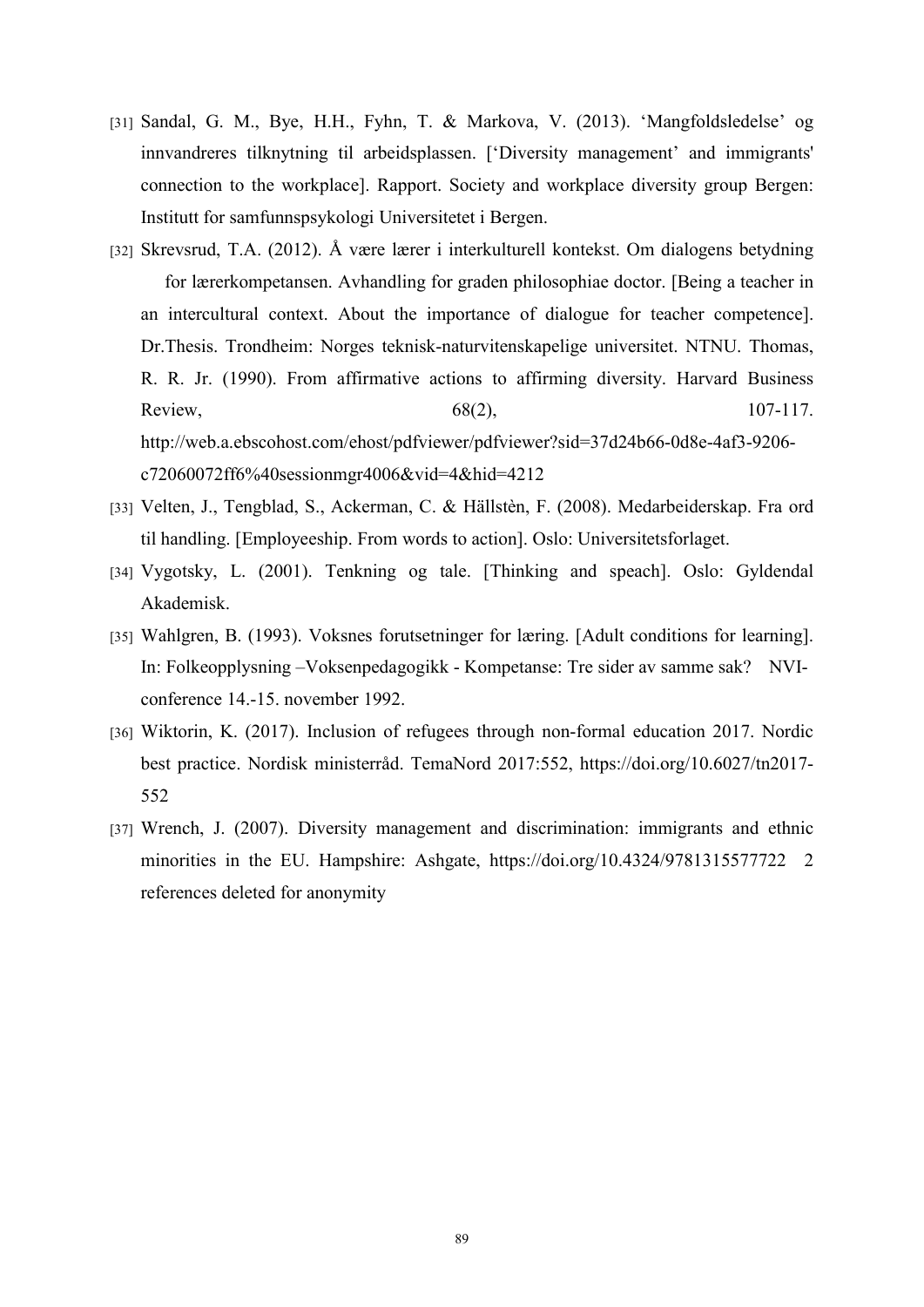[31] Sandal, G. M., Bye, H.H., Fyhn, T. & Markova, V. (2013). 'Mangfoldsledelse' og innvandreres tilknytning til arbeidsplassen. ['Diversity management' and immigrants' connection to the workplace]. Rapport. Society and workplace diversity group Bergen: Institutt for samfunnspsykologi Universitetet i Bergen.

[32] Skrevsrud, T.A. (2012). Å være lærer i interkulturell kontekst. Om dialogens betydning for lærerkompetansen. Avhandling for graden philosophiae doctor. [Being a teacher in an intercultural context. About the importance of dialogue for teacher competence]. Dr.Thesis. Trondheim: Norges teknisk-naturvitenskapelige universitet. NTNU. Thomas, R. R. Jr. (1990). From affirmative actions to affirming diversity. Harvard Business Review, 68(2), 107-117. http://web.a.ebscohost.com/ehost/pdfviewer/pdfviewer?sid=37d24b66-0d8e-4af3-9206-c72060072ff6%40sessionmgr4006&vid=4&hid=4212

[33] Velten, J., Tengblad, S., Ackerman, C. & Hällstèn, F. (2008). Medarbeiderskap. Fra ord til handling. [Employeeship. From words to action]. Oslo: Universitetsforlaget.

[34] Vygotsky, L. (2001). Tenkning og tale. [Thinking and speach]. Oslo: Gyldendal Akademisk.

[35] Wahlgren, B. (1993). Voksnes forutsetninger for læring. [Adult conditions for learning]. In: Folkeopplysning –Voksenpedagogikk - Kompetanse: Tre sider av samme sak? NVI-conference 14.-15. november 1992.

[36] Wiktorin, K. (2017). Inclusion of refugees through non-formal education 2017. Nordic best practice. Nordisk ministerråd. TemaNord 2017:552, https://doi.org/10.6027/tn2017-552

[37] Wrench, J. (2007). Diversity management and discrimination: immigrants and ethnic minorities in the EU. Hampshire: Ashgate, https://doi.org/10.4324/9781315577722 2 references deleted for anonymity